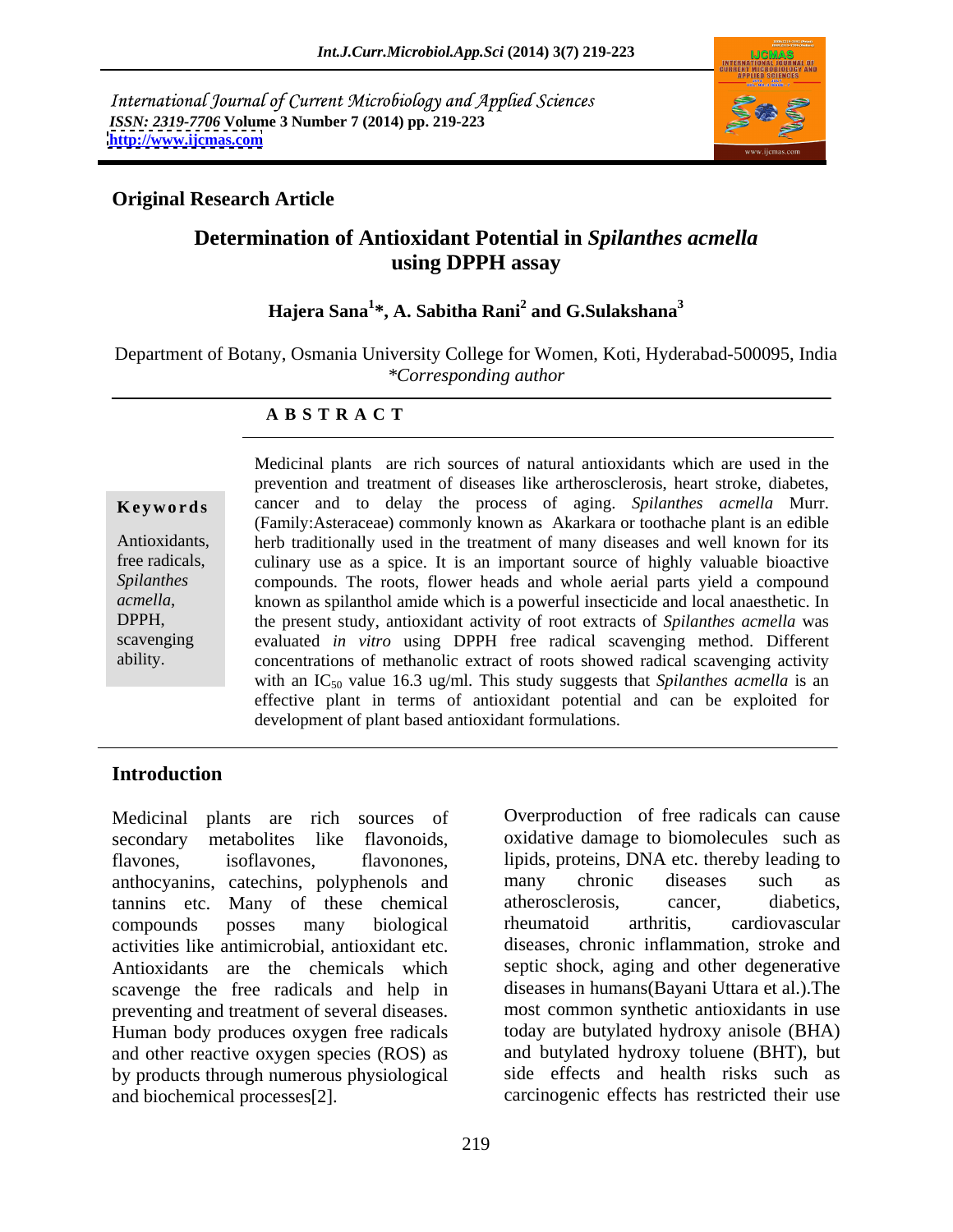International Journal of Current Microbiology and Applied Sciences
*ISSN: 2319-7706* **Volume 3 Number 7 (2014) pp. 219-223**
**http://www.ijcmas.com**

**Original Research Article**

# Determination of Antioxidant Potential in *Spilanthes acmella* using DPPH assay

**Hajera Sana[1]*, A. Sabitha Rani[2] and G.Sulakshana[3]**

Department of Botany, Osmania University College for Women, Koti, Hyderabad-500095, India
*\*Corresponding author*

**A B S T R A C T**

**Keywords**

Antioxidants, free radicals, *Spilanthes acmella*, DPPH, scavenging ability.

Medicinal plants are rich sources of natural antioxidants which are used in the prevention and treatment of diseases like artherosclerosis, heart stroke, diabetes, cancer and to delay the process of aging. *Spilanthes acmella* Murr. (Family:Asteraceae) commonly known as Akarkara or toothache plant is an edible herb traditionally used in the treatment of many diseases and well known for its culinary use as a spice. It is an important source of highly valuable bioactive compounds. The roots, flower heads and whole aerial parts yield a compound known as spilanthol amide which is a powerful insecticide and local anaesthetic. In the present study, antioxidant activity of root extracts of *Spilanthes acmella* was evaluated *in vitro* using DPPH free radical scavenging method. Different concentrations of methanolic extract of roots showed radical scavenging activity with an $IC_{50}$ value 16.3 ug/ml. This study suggests that *Spilanthes acmella* is an effective plant in terms of antioxidant potential and can be exploited for development of plant based antioxidant formulations.

## Introduction

Medicinal plants are rich sources of secondary metabolites like flavonoids, flavones, isoflavones, flavonones, anthocyanins, catechins, polyphenols and tannins etc. Many of these chemical compounds posses many biological activities like antimicrobial, antioxidant etc. Antioxidants are the chemicals which scavenge the free radicals and help in preventing and treatment of several diseases. Human body produces oxygen free radicals and other reactive oxygen species (ROS) as by products through numerous physiological and biochemical processes[2].

Overproduction of free radicals can cause oxidative damage to biomolecules such as lipids, proteins, DNA etc. thereby leading to many chronic diseases such as atherosclerosis, cancer, diabetics, rheumatoid arthritis, cardiovascular diseases, chronic inflammation, stroke and septic shock, aging and other degenerative diseases in humans(Bayani Uttara et al.).The most common synthetic antioxidants in use today are butylated hydroxy anisole (BHA) and butylated hydroxy toluene (BHT), but side effects and health risks such as carcinogenic effects has restricted their use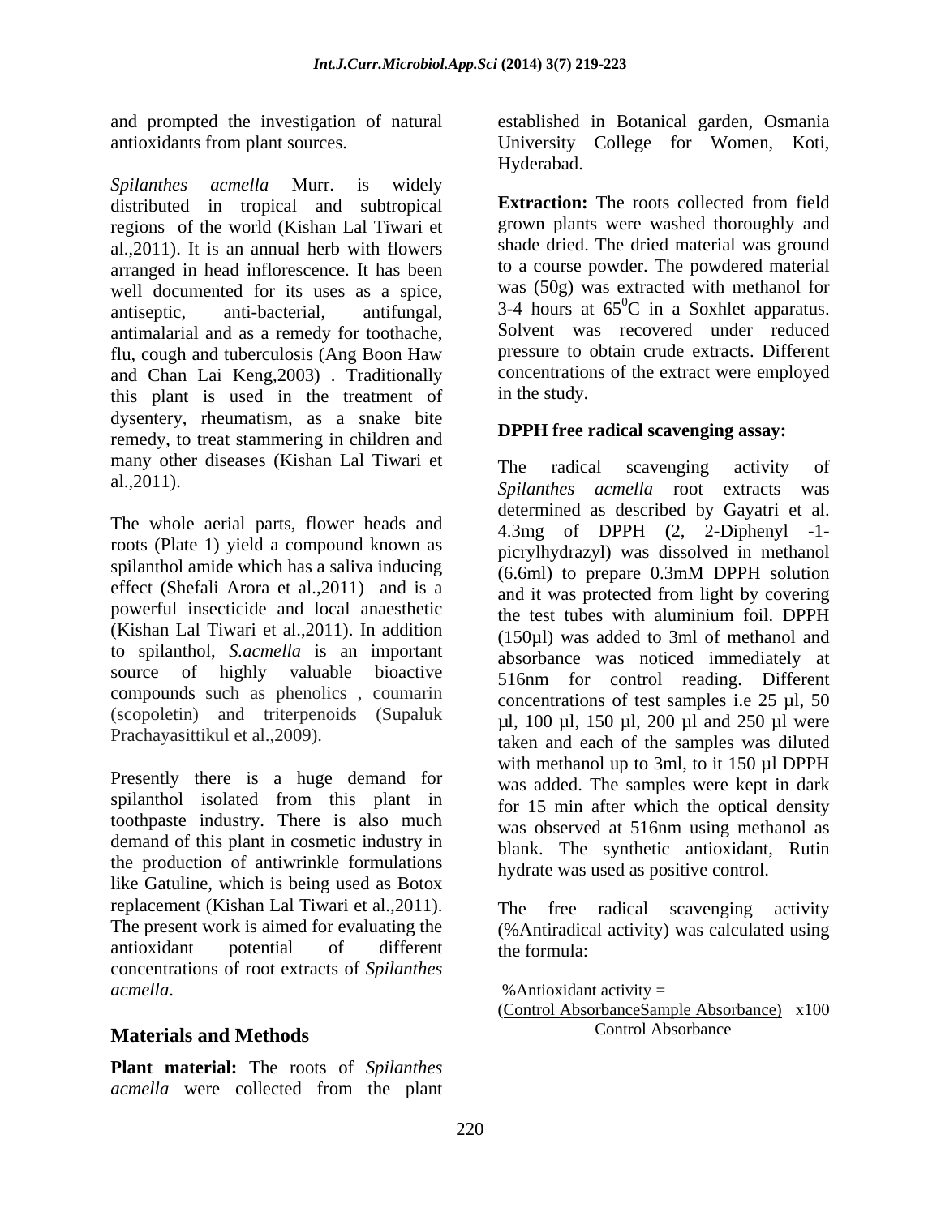and prompted the investigation of natural antioxidants from plant sources.

*Spilanthes acmella* Murr. is widely distributed in tropical and subtropical regions of the world (Kishan Lal Tiwari et al.,2011). It is an annual herb with flowers arranged in head inflorescence. It has been well documented for its uses as a spice, antiseptic, anti-bacterial, antifungal, antimalarial and as a remedy for toothache, flu, cough and tuberculosis (Ang Boon Haw and Chan Lai Keng,2003) . Traditionally this plant is used in the treatment of dysentery, rheumatism, as a snake bite remedy, to treat stammering in children and many other diseases (Kishan Lal Tiwari et al.,2011).

The whole aerial parts, flower heads and roots (Plate 1) yield a compound known as spilanthol amide which has a saliva inducing effect (Shefali Arora et al.,2011) and is a powerful insecticide and local anaesthetic (Kishan Lal Tiwari et al.,2011). In addition to spilanthol, *S.acmella* is an important source of highly valuable bioactive compounds such as phenolics , coumarin (scopoletin) and triterpenoids (Supaluk Prachayasittikul et al.,2009).

Presently there is a huge demand for spilanthol isolated from this plant in toothpaste industry. There is also much demand of this plant in cosmetic industry in the production of antiwrinkle formulations like Gatuline, which is being used as Botox replacement (Kishan Lal Tiwari et al.,2011). The present work is aimed for evaluating the antioxidant potential of different concentrations of root extracts of *Spilanthes acmella*.

## Materials and Methods

**Plant material:** The roots of *Spilanthes acmella* were collected from the plant established in Botanical garden, Osmania University College for Women, Koti, Hyderabad.

**Extraction:** The roots collected from field grown plants were washed thoroughly and shade dried. The dried material was ground to a course powder. The powdered material was (50g) was extracted with methanol for 3-4 hours at $65^0$C in a Soxhlet apparatus. Solvent was recovered under reduced pressure to obtain crude extracts. Different concentrations of the extract were employed in the study.

**DPPH free radical scavenging assay:**

The radical scavenging activity of *Spilanthes acmella* root extracts was determined as described by Gayatri et al. 4.3mg of DPPH **(**2, 2-Diphenyl -1-picrylhydrazyl) was dissolved in methanol (6.6ml) to prepare 0.3mM DPPH solution and it was protected from light by covering the test tubes with aluminium foil. DPPH (150µl) was added to 3ml of methanol and absorbance was noticed immediately at 516nm for control reading. Different concentrations of test samples i.e 25 µl, 50 µl, 100 µl, 150 µl, 200 µl and 250 µl were taken and each of the samples was diluted with methanol up to 3ml, to it 150 µl DPPH was added. The samples were kept in dark for 15 min after which the optical density was observed at 516nm using methanol as blank. The synthetic antioxidant, Rutin hydrate was used as positive control.

The free radical scavenging activity (%Antiradical activity) was calculated using the formula:

$$\%\text{Antioxidant activity} = \frac{\text{Control Absorbance} - \text{Sample Absorbance}}{\text{Control Absorbance}} \times 100$$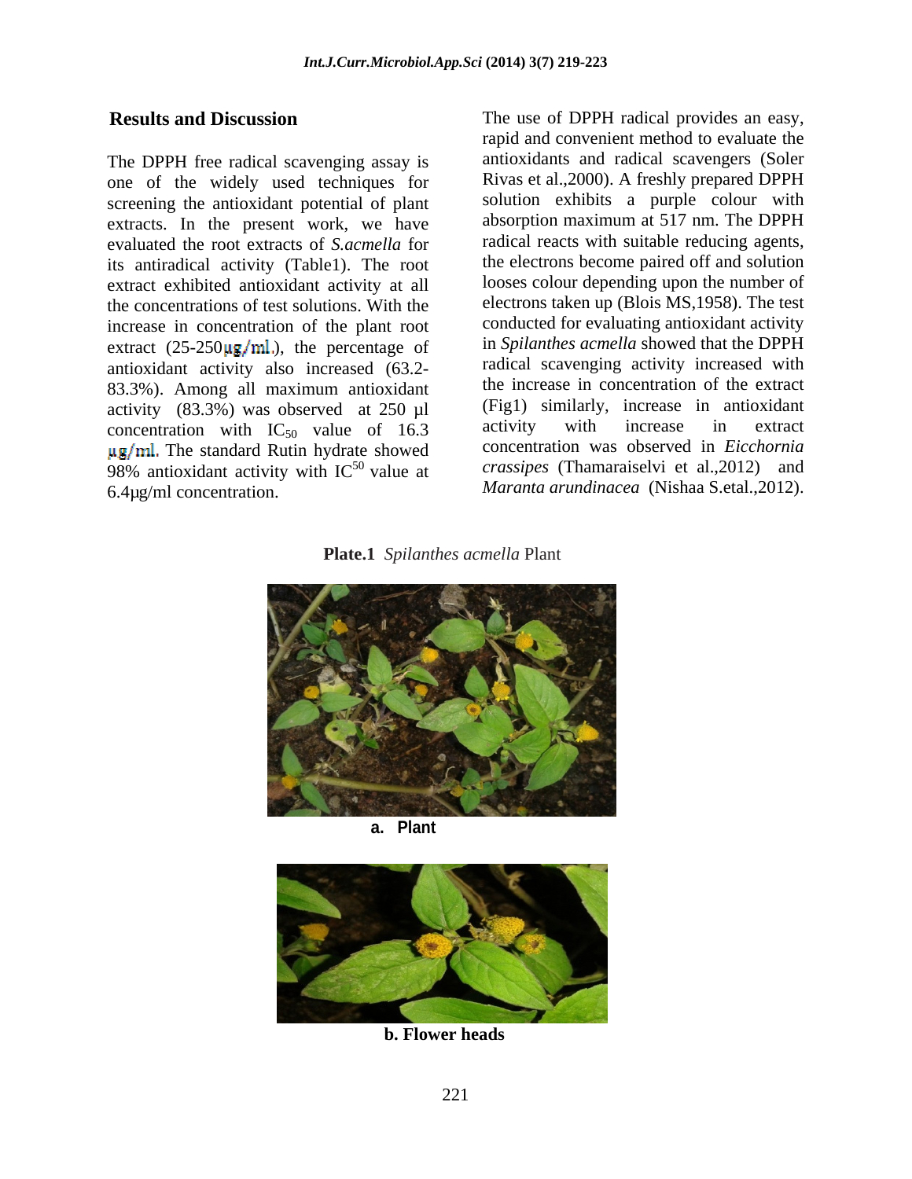## Results and Discussion

The DPPH free radical scavenging assay is one of the widely used techniques for screening the antioxidant potential of plant extracts. In the present work, we have evaluated the root extracts of *S.acmella* for its antiradical activity (Table1). The root extract exhibited antioxidant activity at all the concentrations of test solutions. With the increase in concentration of the plant root extract (25-250µg/ml.), the percentage of antioxidant activity also increased (63.2-83.3%). Among all maximum antioxidant activity (83.3%) was observed at 250 µl concentration with $IC_{50}$ value of 16.3 µg/ml. The standard Rutin hydrate showed 98% antioxidant activity with $IC^{50}$ value at 6.4µg/ml concentration.

The use of DPPH radical provides an easy, rapid and convenient method to evaluate the antioxidants and radical scavengers (Soler Rivas et al.,2000). A freshly prepared DPPH solution exhibits a purple colour with absorption maximum at 517 nm. The DPPH radical reacts with suitable reducing agents, the electrons become paired off and solution looses colour depending upon the number of electrons taken up (Blois MS,1958). The test conducted for evaluating antioxidant activity in *Spilanthes acmella* showed that the DPPH radical scavenging activity increased with the increase in concentration of the extract (Fig1) similarly, increase in antioxidant activity with increase in extract concentration was observed in *Eicchornia crassipes* (Thamaraiselvi et al.,2012) and *Maranta arundinacea* (Nishaa S.etal.,2012).

**Plate.1** *Spilanthes acmella* Plant

**a. Plant**

**b. Flower heads**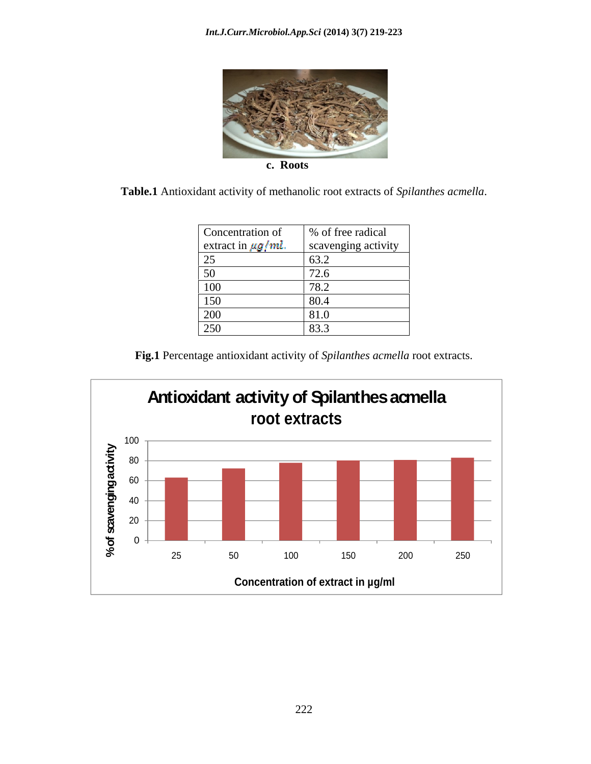c. Roots

**Table.1** Antioxidant activity of methanolic root extracts of *Spilanthes acmella*.

| Concentration of extract in µg/ml. | % of free radical scavenging activity |
|---|---|
| 25 | 63.2 |
| 50 | 72.6 |
| 100 | 78.2 |
| 150 | 80.4 |
| 200 | 81.0 |
| 250 | 83.3 |

**Fig.1** Percentage antioxidant activity of *Spilanthes acmella* root extracts.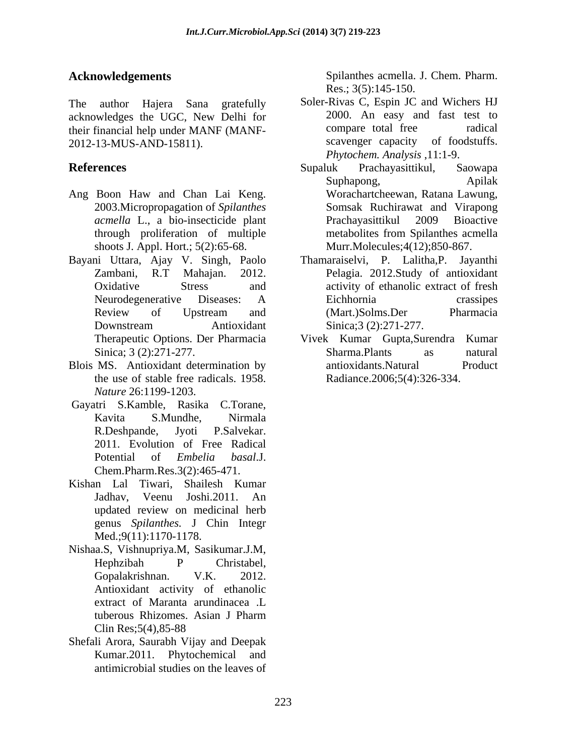## Acknowledgements

The author Hajera Sana gratefully acknowledges the UGC, New Delhi for their financial help under MANF (MANF-2012-13-MUS-AND-15811).

## References

Ang Boon Haw and Chan Lai Keng. 2003.Micropropagation of *Spilanthes acmella* L., a bio-insecticide plant through proliferation of multiple shoots J. Appl. Hort.; 5(2):65-68.

Bayani Uttara, Ajay V. Singh, Paolo Zambani, R.T Mahajan. 2012. Oxidative Stress and Neurodegenerative Diseases: A Review of Upstream and Downstream Antioxidant Therapeutic Options. Der Pharmacia Sinica; 3 (2):271-277.

Blois MS. Antioxidant determination by the use of stable free radicals. 1958. *Nature* 26:1199-1203.

Gayatri S.Kamble, Rasika C.Torane, Kavita S.Mundhe, Nirmala R.Deshpande, Jyoti P.Salvekar. 2011. Evolution of Free Radical Potential of *Embelia basal*.J. Chem.Pharm.Res.3(2):465-471.

Kishan Lal Tiwari, Shailesh Kumar Jadhav, Veenu Joshi.2011. An updated review on medicinal herb genus *Spilanthes.* J Chin Integr Med.;9(11):1170-1178.

Nishaa.S, Vishnupriya.M, Sasikumar.J.M, Hephzibah P Christabel, Gopalakrishnan. V.K. 2012. Antioxidant activity of ethanolic extract of Maranta arundinacea .L tuberous Rhizomes. Asian J Pharm Clin Res;5(4),85-88

Shefali Arora, Saurabh Vijay and Deepak Kumar.2011. Phytochemical and antimicrobial studies on the leaves of Spilanthes acmella. J. Chem. Pharm. Res.; 3(5):145-150.

Soler-Rivas C, Espin JC and Wichers HJ 2000. An easy and fast test to compare total free radical scavenger capacity of foodstuffs. *Phytochem. Analysis* ,11:1-9.

Supaluk Prachayasittikul, Saowapa Suphapong, Apilak Worachartcheewan, Ratana Lawung, Somsak Ruchirawat and Virapong Prachayasittikul 2009 Bioactive metabolites from Spilanthes acmella Murr.Molecules;4(12);850-867.

Thamaraiselvi, P. Lalitha,P. Jayanthi Pelagia. 2012.Study of antioxidant activity of ethanolic extract of fresh Eichhornia crassipes (Mart.)Solms.Der Pharmacia Sinica;3 (2):271-277.

Vivek Kumar Gupta,Surendra Kumar Sharma.Plants as natural antioxidants.Natural Product Radiance.2006;5(4):326-334.